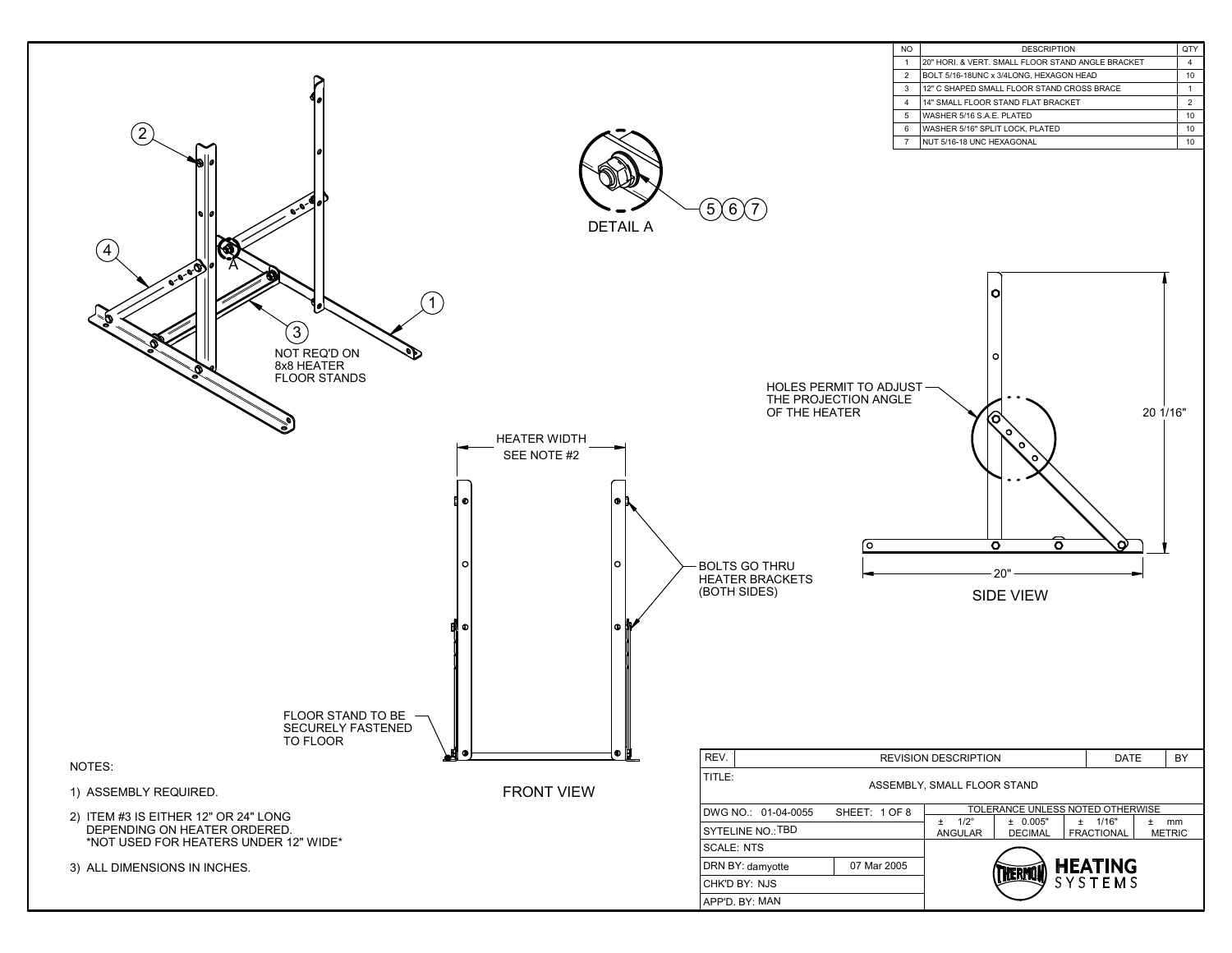| NO | DESCRIPTION | QTY |
|---|---|---|
| 1 | 20" HORI. & VERT. SMALL FLOOR STAND ANGLE BRACKET | 4 |
| 2 | BOLT 5/16-18UNC x 3/4LONG, HEXAGON HEAD | 10 |
| 3 | 12" C SHAPED SMALL FLOOR STAND CROSS BRACE | 1 |
| 4 | 14" SMALL FLOOR STAND FLAT BRACKET | 2 |
| 5 | WASHER 5/16 S.A.E. PLATED | 10 |
| 6 | WASHER 5/16" SPLIT LOCK, PLATED | 10 |
| 7 | NUT 5/16-18 UNC HEXAGONAL | 10 |

(2) (4) (1) (3) NOT REQ'D ON 8x8 HEATER FLOOR STANDS

A

DETAIL A — (5)(6)(7)

HEATER WIDTH SEE NOTE #2

BOLTS GO THRU HEATER BRACKETS (BOTH SIDES)

FLOOR STAND TO BE SECURELY FASTENED TO FLOOR

FRONT VIEW

HOLES PERMIT TO ADJUST THE PROJECTION ANGLE OF THE HEATER

20 1/16"

20"

SIDE VIEW

NOTES:

1) ASSEMBLY REQUIRED.

2) ITEM #3 IS EITHER 12" OR 24" LONG DEPENDING ON HEATER ORDERED. *NOT USED FOR HEATERS UNDER 12" WIDE*

3) ALL DIMENSIONS IN INCHES.

| REV. | REVISION DESCRIPTION | DATE | BY |
|---|---|---|---|
| | | | |

TITLE: ASSEMBLY, SMALL FLOOR STAND

DWG NO.: 01-04-0055 SHEET: 1 OF 8

SYTELINE NO.: TBD

SCALE: NTS

DRN BY: damyotte 07 Mar 2005

CHK'D BY: NJS

APP'D. BY: MAN

| TOLERANCE UNLESS NOTED OTHERWISE | | | |
|---|---|---|---|
| ± 1/2° ANGULAR | ± 0.005" DECIMAL | ± 1/16" FRACTIONAL | ± mm METRIC |

THERMON HEATING SYSTEMS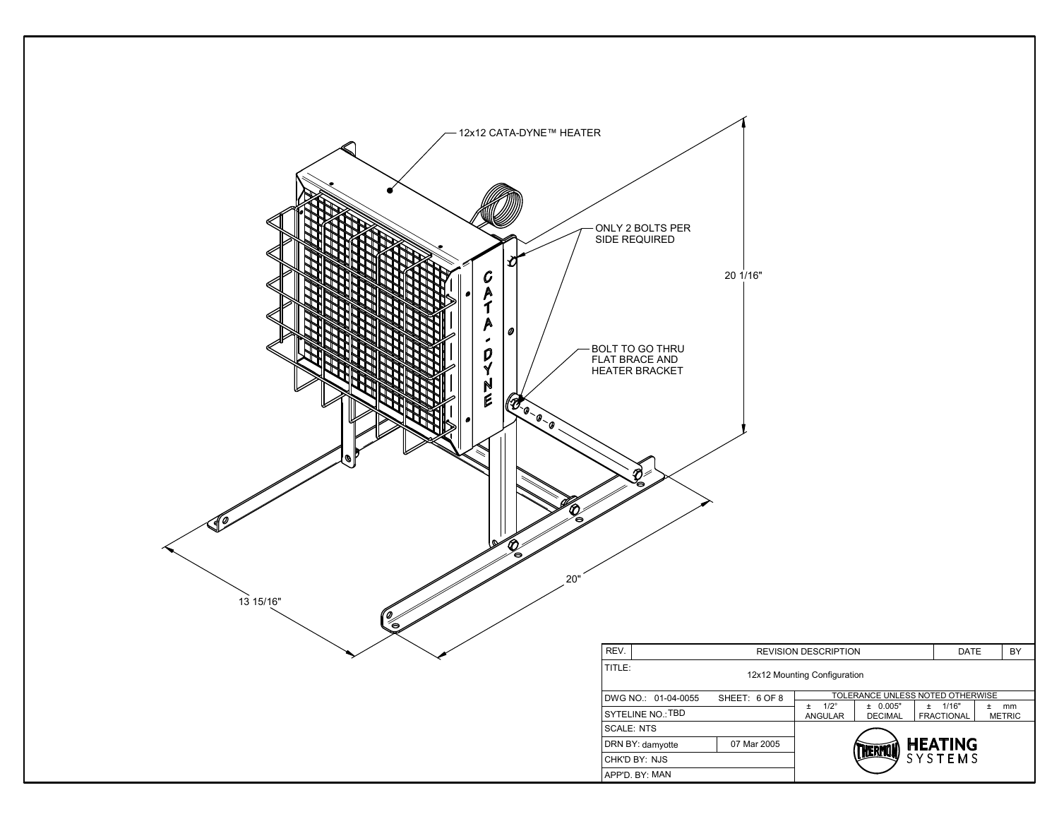12x12 CATA-DYNE™ HEATER

ONLY 2 BOLTS PER SIDE REQUIRED

BOLT TO GO THRU FLAT BRACE AND HEATER BRACKET

20 1/16"

20"

13 15/16"

CATA-DYNE

| REV. | REVISION DESCRIPTION | DATE | BY |
|---|---|---|---|
| TITLE: | 12x12 Mounting Configuration | | |

| DWG NO.: 01-04-0055 | SHEET: 6 OF 8 | TOLERANCE UNLESS NOTED OTHERWISE | | | |
|---|---|---|---|---|---|
| SYTELINE NO.: TBD | | ± 1/2° ANGULAR | ± 0.005" DECIMAL | ± 1/16" FRACTIONAL | ± mm METRIC |
| SCALE: NTS | | | | | |
| DRN BY: damyotte | 07 Mar 2005 | THERMON HEATING SYSTEMS | | | |
| CHK'D BY: NJS | | | | | |
| APP'D. BY: MAN | | | | | |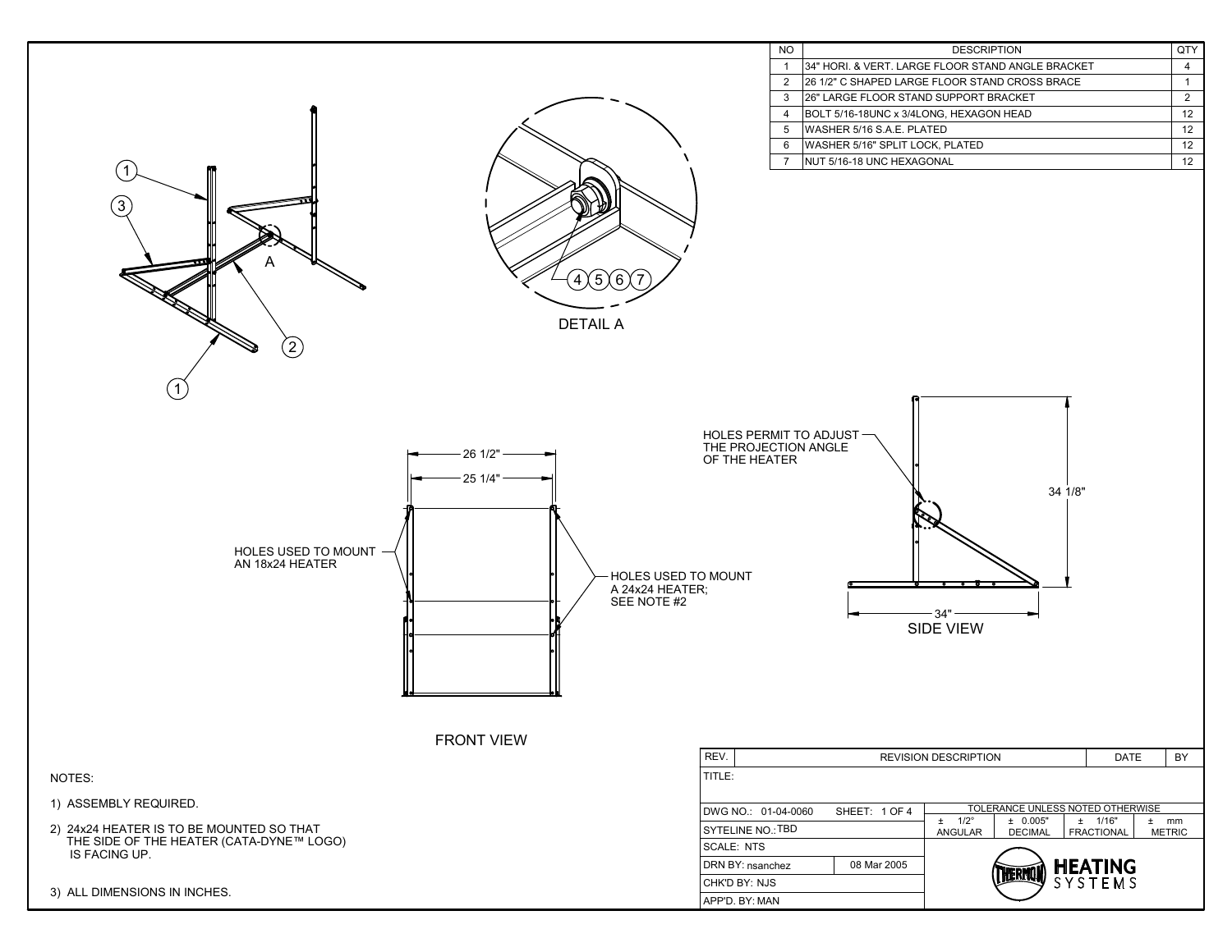| NO | DESCRIPTION | QTY |
|---|---|---|
| 1 | 34" HORI. & VERT. LARGE FLOOR STAND ANGLE BRACKET | 4 |
| 2 | 26 1/2" C SHAPED LARGE FLOOR STAND CROSS BRACE | 1 |
| 3 | 26" LARGE FLOOR STAND SUPPORT BRACKET | 2 |
| 4 | BOLT 5/16-18UNC x 3/4LONG, HEXAGON HEAD | 12 |
| 5 | WASHER 5/16 S.A.E. PLATED | 12 |
| 6 | WASHER 5/16" SPLIT LOCK, PLATED | 12 |
| 7 | NUT 5/16-18 UNC HEXAGONAL | 12 |

1
3
A
2
1

4 5 6 7

DETAIL A

26 1/2"
25 1/4"

HOLES USED TO MOUNT AN 18x24 HEATER

HOLES USED TO MOUNT A 24x24 HEATER; SEE NOTE #2

FRONT VIEW

HOLES PERMIT TO ADJUST THE PROJECTION ANGLE OF THE HEATER

34 1/8"

34"

SIDE VIEW

NOTES:

1) ASSEMBLY REQUIRED.

2) 24x24 HEATER IS TO BE MOUNTED SO THAT THE SIDE OF THE HEATER (CATA-DYNE™ LOGO) IS FACING UP.

3) ALL DIMENSIONS IN INCHES.

| REV. | REVISION DESCRIPTION | DATE | BY |
|---|---|---|---|

TITLE:

| | |
|---|---|
| DWG NO.: 01-04-0060 | SHEET: 1 OF 4 |
| SYTELINE NO.: TBD | |
| SCALE: NTS | |
| DRN BY: nsanchez | 08 Mar 2005 |
| CHK'D BY: NJS | |
| APP'D. BY: MAN | |

TOLERANCE UNLESS NOTED OTHERWISE

| ± 1/2° ANGULAR | ± 0.005" DECIMAL | ± 1/16" FRACTIONAL | ± mm METRIC |
|---|---|---|---|

THERMON HEATING SYSTEMS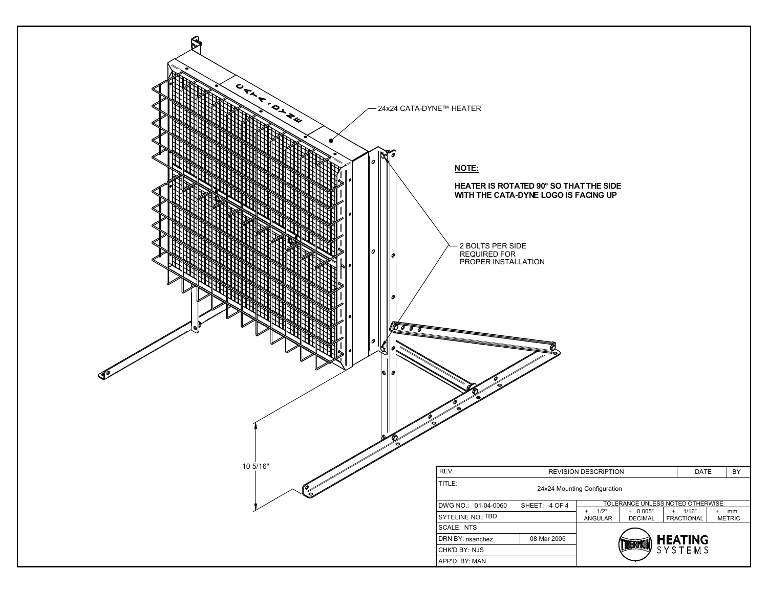24x24 CATA-DYNE™ HEATER

**NOTE:**

**HEATER IS ROTATED 90° SO THAT THE SIDE WITH THE CATA-DYNE LOGO IS FACING UP**

2 BOLTS PER SIDE REQUIRED FOR PROPER INSTALLATION

10 5/16"

| REV. | REVISION DESCRIPTION | DATE | BY |
|---|---|---|---|
| | | | |

TITLE: 24x24 Mounting Configuration

| | | | | | |
|---|---|---|---|---|---|
| DWG NO.: 01-04-0060 | SHEET: 4 OF 4 | TOLERANCE UNLESS NOTED OTHERWISE | | | |
| SYTELINE NO.: TBD | | ± 1/2° ANGULAR | ± 0.005" DECIMAL | ± 1/16" FRACTIONAL | ± mm METRIC |
| SCALE: NTS | | | | | |
| DRN BY: nsanchez | 08 Mar 2005 | THERMON HEATING SYSTEMS | | | |
| CHK'D BY: NJS | | | | | |
| APP'D. BY: MAN | | | | | |